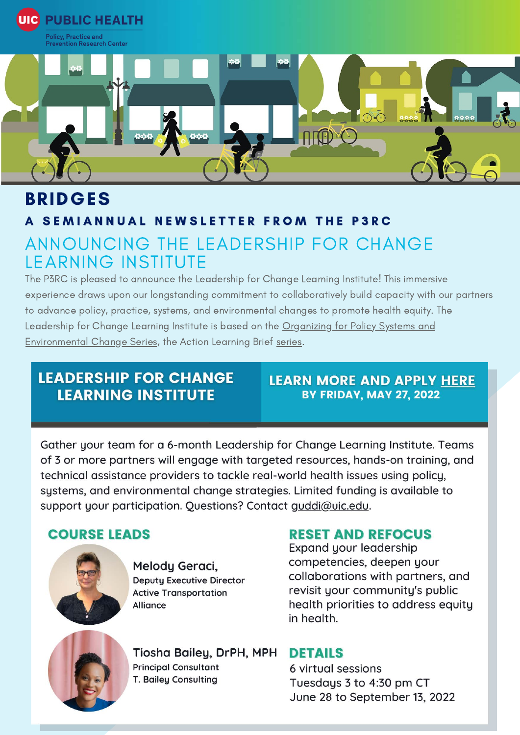UIC PUBLIC HEALTH

Policy, Practice and Prevention Research Center

# BRIDGES

## A SEMIANNUAL NEWSLETTER FROM THE P3RC

## ANNOUNCING THE LEADERSHIP FOR CHANGE LEARNING INSTITUTE

The P3RC is pleased to announce the Leadership for Change Learning Institute! This immersive experience draws upon our longstanding commitment to collaboratively build capacity with our partners to advance policy, practice, systems, and environmental changes to promote health equity. The Leadership for Change Learning Institute is based on the Organizing for Policy Systems and Environmental Change Series, the Action Learning Brief series.

### LEADERSHIP FOR CHANGE LEARNING INSTITUTE

**LEARN MORE AND APPLY HERE**
**BY FRIDAY, MAY 27, 2022**

Gather your team for a 6-month Leadership for Change Learning Institute. Teams of 3 or more partners will engage with targeted resources, hands-on training, and technical assistance providers to tackle real-world health issues using policy, systems, and environmental change strategies. Limited funding is available to support your participation. Questions? Contact guddi@uic.edu.

### COURSE LEADS

**Melody Geraci,**
Deputy Executive Director
Active Transportation Alliance

**Tiosha Bailey, DrPH, MPH**
Principal Consultant
T. Bailey Consulting

### RESET AND REFOCUS

Expand your leadership competencies, deepen your collaborations with partners, and revisit your community's public health priorities to address equity in health.

### DETAILS

6 virtual sessions
Tuesdays 3 to 4:30 pm CT
June 28 to September 13, 2022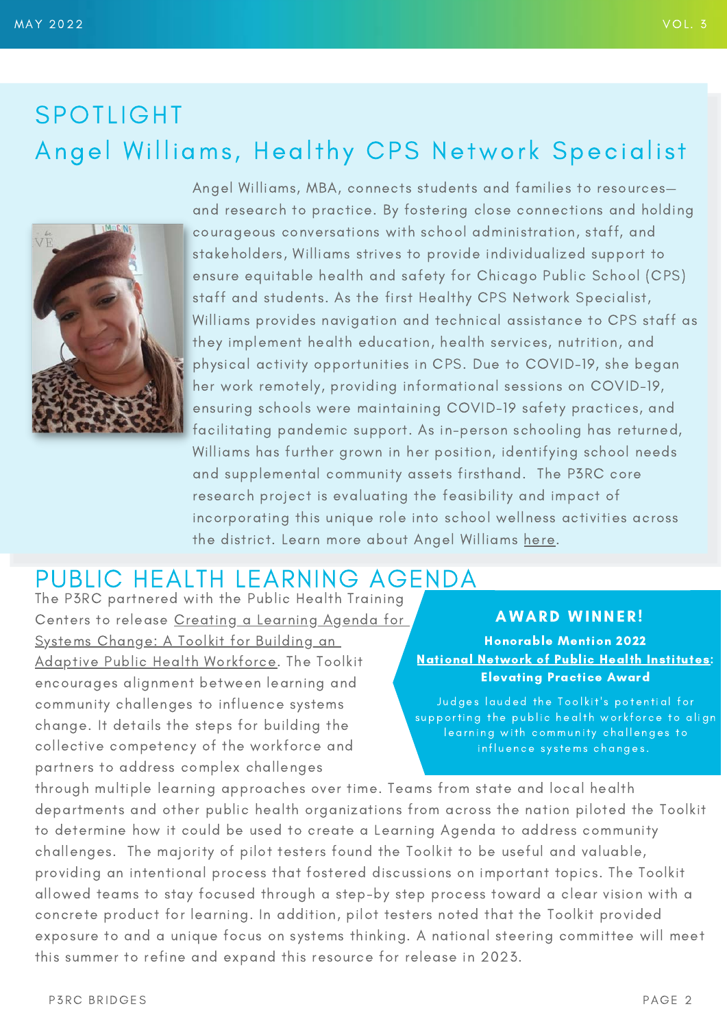# SPOTLIGHT

## Angel Williams, Healthy CPS Network Specialist

Angel Williams, MBA, connects students and families to resources—and research to practice. By fostering close connections and holding courageous conversations with school administration, staff, and stakeholders, Williams strives to provide individualized support to ensure equitable health and safety for Chicago Public School (CPS) staff and students. As the first Healthy CPS Network Specialist, Williams provides navigation and technical assistance to CPS staff as they implement health education, health services, nutrition, and physical activity opportunities in CPS. Due to COVID-19, she began her work remotely, providing informational sessions on COVID-19, ensuring schools were maintaining COVID-19 safety practices, and facilitating pandemic support. As in-person schooling has returned, Williams has further grown in her position, identifying school needs and supplemental community assets firsthand. The P3RC core research project is evaluating the feasibility and impact of incorporating this unique role into school wellness activities across the district. Learn more about Angel Williams here.

# PUBLIC HEALTH LEARNING AGENDA

The P3RC partnered with the Public Health Training Centers to release Creating a Learning Agenda for Systems Change: A Toolkit for Building an Adaptive Public Health Workforce. The Toolkit encourages alignment between learning and community challenges to influence systems change. It details the steps for building the collective competency of the workforce and partners to address complex challenges through multiple learning approaches over time. Teams from state and local health departments and other public health organizations from across the nation piloted the Toolkit to determine how it could be used to create a Learning Agenda to address community challenges. The majority of pilot testers found the Toolkit to be useful and valuable, providing an intentional process that fostered discussions on important topics. The Toolkit allowed teams to stay focused through a step-by step process toward a clear vision with a concrete product for learning. In addition, pilot testers noted that the Toolkit provided exposure to and a unique focus on systems thinking. A national steering committee will meet this summer to refine and expand this resource for release in 2023.

**AWARD WINNER!**

**Honorable Mention 2022**
**National Network of Public Health Institutes: Elevating Practice Award**

Judges lauded the Toolkit's potential for supporting the public health workforce to align learning with community challenges to influence systems changes.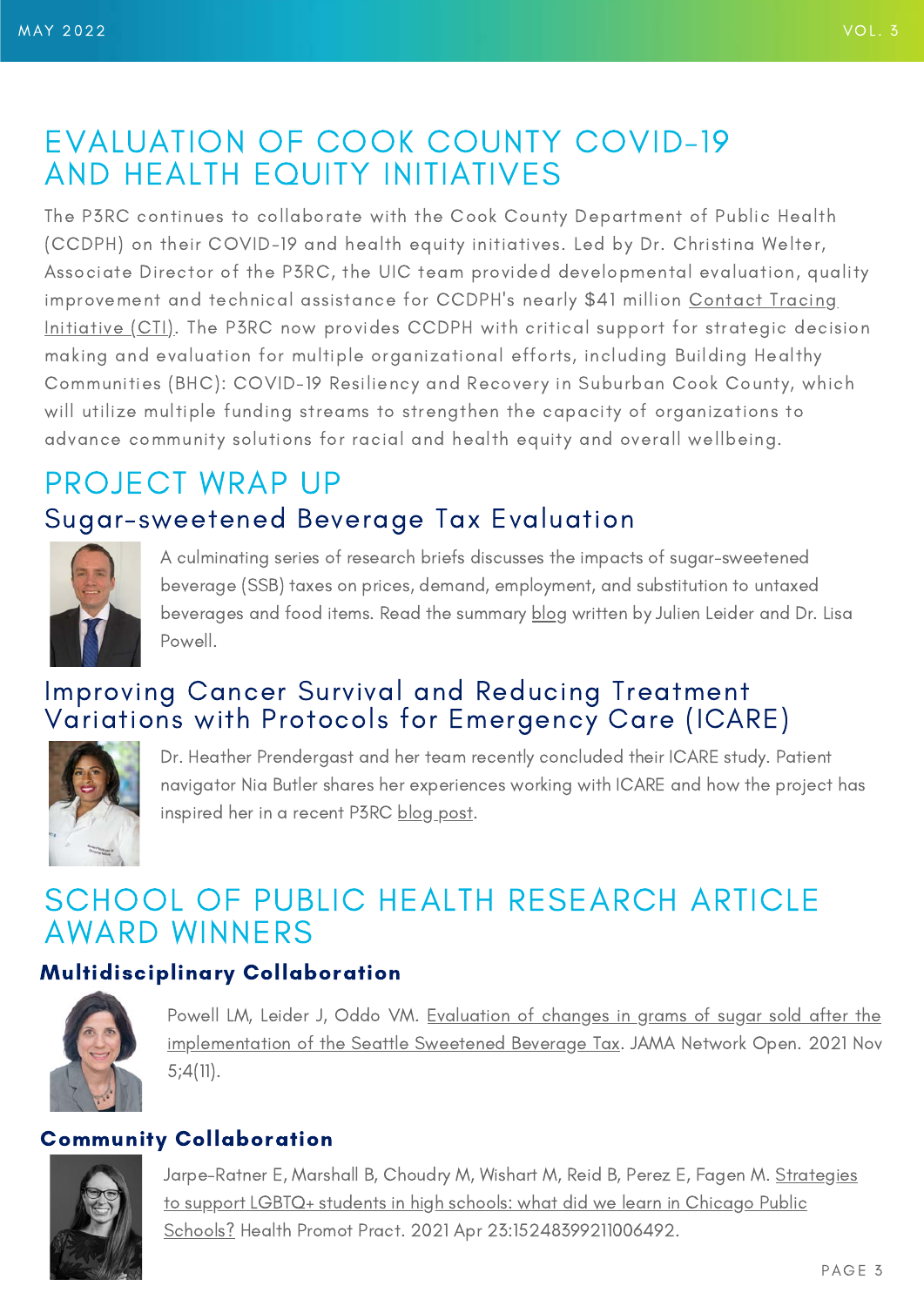# EVALUATION OF COOK COUNTY COVID-19 AND HEALTH EQUITY INITIATIVES

The P3RC continues to collaborate with the Cook County Department of Public Health (CCDPH) on their COVID-19 and health equity initiatives. Led by Dr. Christina Welter, Associate Director of the P3RC, the UIC team provided developmental evaluation, quality improvement and technical assistance for CCDPH's nearly $41 million Contact Tracing Initiative (CTI). The P3RC now provides CCDPH with critical support for strategic decision making and evaluation for multiple organizational efforts, including Building Healthy Communities (BHC): COVID-19 Resiliency and Recovery in Suburban Cook County, which will utilize multiple funding streams to strengthen the capacity of organizations to advance community solutions for racial and health equity and overall wellbeing.

# PROJECT WRAP UP

## Sugar-sweetened Beverage Tax Evaluation

A culminating series of research briefs discusses the impacts of sugar-sweetened beverage (SSB) taxes on prices, demand, employment, and substitution to untaxed beverages and food items. Read the summary blog written by Julien Leider and Dr. Lisa Powell.

## Improving Cancer Survival and Reducing Treatment Variations with Protocols for Emergency Care (ICARE)

Dr. Heather Prendergast and her team recently concluded their ICARE study. Patient navigator Nia Butler shares her experiences working with ICARE and how the project has inspired her in a recent P3RC blog post.

# SCHOOL OF PUBLIC HEALTH RESEARCH ARTICLE AWARD WINNERS

### Multidisciplinary Collaboration

Powell LM, Leider J, Oddo VM. Evaluation of changes in grams of sugar sold after the implementation of the Seattle Sweetened Beverage Tax. JAMA Network Open. 2021 Nov 5;4(11).

### Community Collaboration

Jarpe-Ratner E, Marshall B, Choudry M, Wishart M, Reid B, Perez E, Fagen M. Strategies to support LGBTQ+ students in high schools: what did we learn in Chicago Public Schools? Health Promot Pract. 2021 Apr 23:15248399211006492.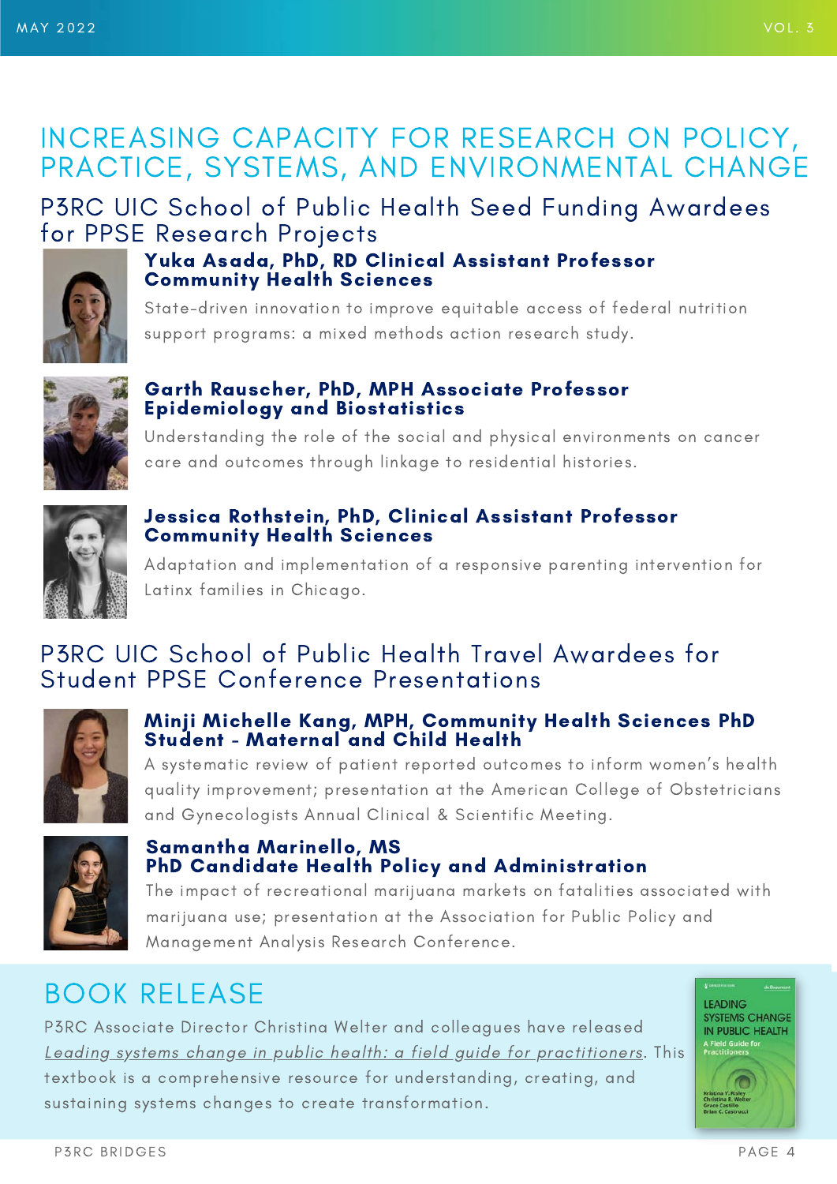# INCREASING CAPACITY FOR RESEARCH ON POLICY, PRACTICE, SYSTEMS, AND ENVIRONMENTAL CHANGE

## P3RC UIC School of Public Health Seed Funding Awardees for PPSE Research Projects

**Yuka Asada, PhD, RD Clinical Assistant Professor Community Health Sciences**

State-driven innovation to improve equitable access of federal nutrition support programs: a mixed methods action research study.

**Garth Rauscher, PhD, MPH Associate Professor Epidemiology and Biostatistics**

Understanding the role of the social and physical environments on cancer care and outcomes through linkage to residential histories.

**Jessica Rothstein, PhD, Clinical Assistant Professor Community Health Sciences**

Adaptation and implementation of a responsive parenting intervention for Latinx families in Chicago.

## P3RC UIC School of Public Health Travel Awardees for Student PPSE Conference Presentations

**Minji Michelle Kang, MPH, Community Health Sciences PhD Student - Maternal and Child Health**

A systematic review of patient reported outcomes to inform women's health quality improvement; presentation at the American College of Obstetricians and Gynecologists Annual Clinical & Scientific Meeting.

**Samantha Marinello, MS**
**PhD Candidate Health Policy and Administration**

The impact of recreational marijuana markets on fatalities associated with marijuana use; presentation at the Association for Public Policy and Management Analysis Research Conference.

# BOOK RELEASE

P3RC Associate Director Christina Welter and colleagues have released *Leading systems change in public health: a field guide for practitioners*. This textbook is a comprehensive resource for understanding, creating, and sustaining systems changes to create transformation.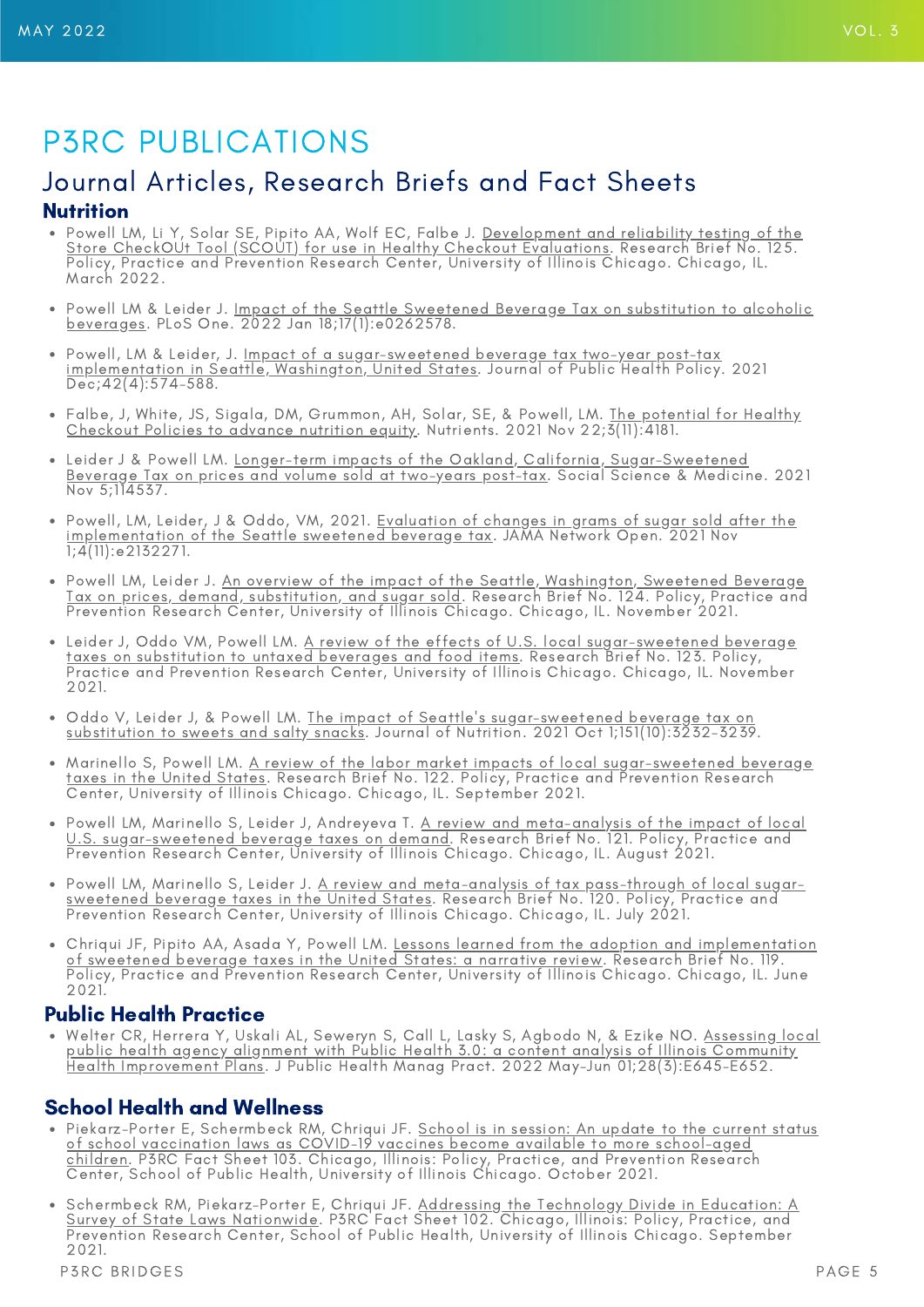# P3RC PUBLICATIONS

## Journal Articles, Research Briefs and Fact Sheets

### Nutrition

- Powell LM, Li Y, Solar SE, Pipito AA, Wolf EC, Falbe J. Development and reliability testing of the Store CheckOUt Tool (SCOUT) for use in Healthy Checkout Evaluations. Research Brief No. 125. Policy, Practice and Prevention Research Center, University of Illinois Chicago. Chicago, IL. March 2022.
- Powell LM & Leider J. Impact of the Seattle Sweetened Beverage Tax on substitution to alcoholic beverages. PLoS One. 2022 Jan 18;17(1):e0262578.
- Powell, LM & Leider, J. Impact of a sugar-sweetened beverage tax two-year post-tax implementation in Seattle, Washington, United States. Journal of Public Health Policy. 2021 Dec;42(4):574-588.
- Falbe, J, White, JS, Sigala, DM, Grummon, AH, Solar, SE, & Powell, LM. The potential for Healthy Checkout Policies to advance nutrition equity. Nutrients. 2021 Nov 22;3(11):4181.
- Leider J & Powell LM. Longer-term impacts of the Oakland, California, Sugar-Sweetened Beverage Tax on prices and volume sold at two-years post-tax. Social Science & Medicine. 2021 Nov 5;114537.
- Powell, LM, Leider, J & Oddo, VM, 2021. Evaluation of changes in grams of sugar sold after the implementation of the Seattle sweetened beverage tax. JAMA Network Open. 2021 Nov 1;4(11):e2132271.
- Powell LM, Leider J. An overview of the impact of the Seattle, Washington, Sweetened Beverage Tax on prices, demand, substitution, and sugar sold. Research Brief No. 124. Policy, Practice and Prevention Research Center, University of Illinois Chicago. Chicago, IL. November 2021.
- Leider J, Oddo VM, Powell LM. A review of the effects of U.S. local sugar-sweetened beverage taxes on substitution to untaxed beverages and food items. Research Brief No. 123. Policy, Practice and Prevention Research Center, University of Illinois Chicago. Chicago, IL. November 2021.
- Oddo V, Leider J, & Powell LM. The impact of Seattle's sugar-sweetened beverage tax on substitution to sweets and salty snacks. Journal of Nutrition. 2021 Oct 1;151(10):3232-3239.
- Marinello S, Powell LM. A review of the labor market impacts of local sugar-sweetened beverage taxes in the United States. Research Brief No. 122. Policy, Practice and Prevention Research Center, University of Illinois Chicago. Chicago, IL. September 2021.
- Powell LM, Marinello S, Leider J, Andreyeva T. A review and meta-analysis of the impact of local U.S. sugar-sweetened beverage taxes on demand. Research Brief No. 121. Policy, Practice and Prevention Research Center, University of Illinois Chicago. Chicago, IL. August 2021.
- Powell LM, Marinello S, Leider J. A review and meta-analysis of tax pass-through of local sugar-sweetened beverage taxes in the United States. Research Brief No. 120. Policy, Practice and Prevention Research Center, University of Illinois Chicago. Chicago, IL. July 2021.
- Chriqui JF, Pipito AA, Asada Y, Powell LM. Lessons learned from the adoption and implementation of sweetened beverage taxes in the United States: a narrative review. Research Brief No. 119. Policy, Practice and Prevention Research Center, University of Illinois Chicago. Chicago, IL. June 2021.

### Public Health Practice

- Welter CR, Herrera Y, Uskali AL, Seweryn S, Call L, Lasky S, Agbodo N, & Ezike NO. Assessing local public health agency alignment with Public Health 3.0: a content analysis of Illinois Community Health Improvement Plans. J Public Health Manag Pract. 2022 May-Jun 01;28(3):E645-E652.

### School Health and Wellness

- Piekarz-Porter E, Schermbeck RM, Chriqui JF. School is in session: An update to the current status of school vaccination laws as COVID-19 vaccines become available to more school-aged children. P3RC Fact Sheet 103. Chicago, Illinois: Policy, Practice, and Prevention Research Center, School of Public Health, University of Illinois Chicago. October 2021.
- Schermbeck RM, Piekarz-Porter E, Chriqui JF. Addressing the Technology Divide in Education: A Survey of State Laws Nationwide. P3RC Fact Sheet 102. Chicago, Illinois: Policy, Practice, and Prevention Research Center, School of Public Health, University of Illinois Chicago. September 2021.